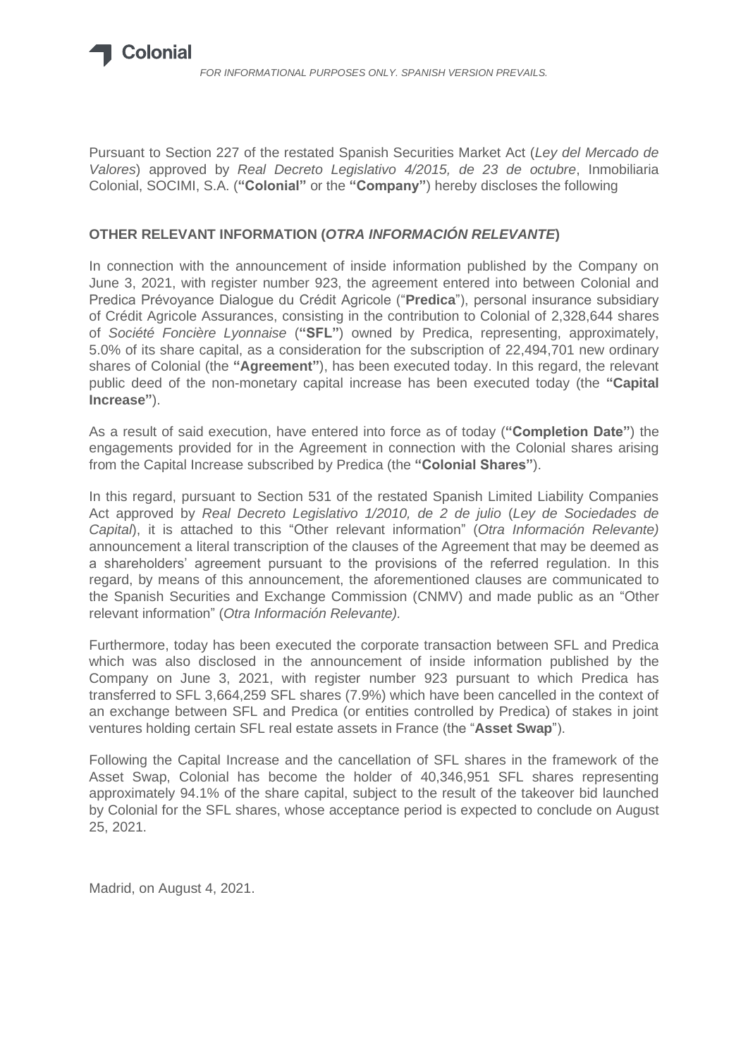*FOR INFORMATIONAL PURPOSES ONLY. SPANISH VERSION PREVAILS.*

Pursuant to Section 227 of the restated Spanish Securities Market Act (*Ley del Mercado de Valores*) approved by *Real Decreto Legislativo 4/2015, de 23 de octubre*, Inmobiliaria Colonial, SOCIMI, S.A. (**"Colonial"** or the **"Company"**) hereby discloses the following

## OTHER RELEVANT INFORMATION (*OTRA INFORMACIÓN RELEVANTE*)

In connection with the announcement of inside information published by the Company on June 3, 2021, with register number 923, the agreement entered into between Colonial and Predica Prévoyance Dialogue du Crédit Agricole ("**Predica**"), personal insurance subsidiary of Crédit Agricole Assurances, consisting in the contribution to Colonial of 2,328,644 shares of *Société Foncière Lyonnaise* (**"SFL"**) owned by Predica, representing, approximately, 5.0% of its share capital, as a consideration for the subscription of 22,494,701 new ordinary shares of Colonial (the **"Agreement"**), has been executed today. In this regard, the relevant public deed of the non-monetary capital increase has been executed today (the **"Capital Increase"**).

As a result of said execution, have entered into force as of today (**"Completion Date"**) the engagements provided for in the Agreement in connection with the Colonial shares arising from the Capital Increase subscribed by Predica (the **"Colonial Shares"**).

In this regard, pursuant to Section 531 of the restated Spanish Limited Liability Companies Act approved by *Real Decreto Legislativo 1/2010, de 2 de julio* (*Ley de Sociedades de Capital*), it is attached to this "Other relevant information" (*Otra Información Relevante)* announcement a literal transcription of the clauses of the Agreement that may be deemed as a shareholders' agreement pursuant to the provisions of the referred regulation. In this regard, by means of this announcement, the aforementioned clauses are communicated to the Spanish Securities and Exchange Commission (CNMV) and made public as an "Other relevant information" (*Otra Información Relevante).*

Furthermore, today has been executed the corporate transaction between SFL and Predica which was also disclosed in the announcement of inside information published by the Company on June 3, 2021, with register number 923 pursuant to which Predica has transferred to SFL 3,664,259 SFL shares (7.9%) which have been cancelled in the context of an exchange between SFL and Predica (or entities controlled by Predica) of stakes in joint ventures holding certain SFL real estate assets in France (the "**Asset Swap**").

Following the Capital Increase and the cancellation of SFL shares in the framework of the Asset Swap, Colonial has become the holder of 40,346,951 SFL shares representing approximately 94.1% of the share capital, subject to the result of the takeover bid launched by Colonial for the SFL shares, whose acceptance period is expected to conclude on August 25, 2021.

Madrid, on August 4, 2021.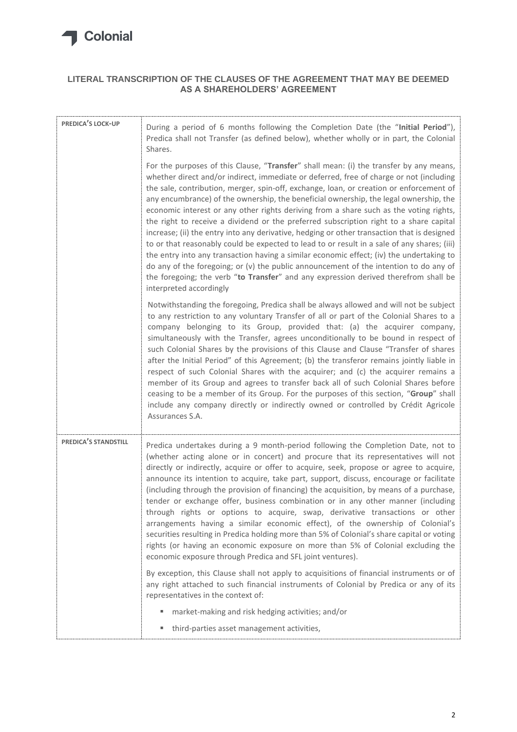# LITERAL TRANSCRIPTION OF THE CLAUSES OF THE AGREEMENT THAT MAY BE DEEMED AS A SHAREHOLDERS' AGREEMENT

| | |
|---|---|
| **PREDICA'S LOCK-UP** | During a period of 6 months following the Completion Date (the "**Initial Period**"), Predica shall not Transfer (as defined below), whether wholly or in part, the Colonial Shares.<br><br>For the purposes of this Clause, "**Transfer**" shall mean: (i) the transfer by any means, whether direct and/or indirect, immediate or deferred, free of charge or not (including the sale, contribution, merger, spin-off, exchange, loan, or creation or enforcement of any encumbrance) of the ownership, the beneficial ownership, the legal ownership, the economic interest or any other rights deriving from a share such as the voting rights, the right to receive a dividend or the preferred subscription right to a share capital increase; (ii) the entry into any derivative, hedging or other transaction that is designed to or that reasonably could be expected to lead to or result in a sale of any shares; (iii) the entry into any transaction having a similar economic effect; (iv) the undertaking to do any of the foregoing; or (v) the public announcement of the intention to do any of the foregoing; the verb "**to Transfer**" and any expression derived therefrom shall be interpreted accordingly<br><br>Notwithstanding the foregoing, Predica shall be always allowed and will not be subject to any restriction to any voluntary Transfer of all or part of the Colonial Shares to a company belonging to its Group, provided that: (a) the acquirer company, simultaneously with the Transfer, agrees unconditionally to be bound in respect of such Colonial Shares by the provisions of this Clause and Clause "Transfer of shares after the Initial Period" of this Agreement; (b) the transferor remains jointly liable in respect of such Colonial Shares with the acquirer; and (c) the acquirer remains a member of its Group and agrees to transfer back all of such Colonial Shares before ceasing to be a member of its Group. For the purposes of this section, "**Group**" shall include any company directly or indirectly owned or controlled by Crédit Agricole Assurances S.A. |
| **PREDICA'S STANDSTILL** | Predica undertakes during a 9 month-period following the Completion Date, not to (whether acting alone or in concert) and procure that its representatives will not directly or indirectly, acquire or offer to acquire, seek, propose or agree to acquire, announce its intention to acquire, take part, support, discuss, encourage or facilitate (including through the provision of financing) the acquisition, by means of a purchase, tender or exchange offer, business combination or in any other manner (including through rights or options to acquire, swap, derivative transactions or other arrangements having a similar economic effect), of the ownership of Colonial's securities resulting in Predica holding more than 5% of Colonial's share capital or voting rights (or having an economic exposure on more than 5% of Colonial excluding the economic exposure through Predica and SFL joint ventures).<br><br>By exception, this Clause shall not apply to acquisitions of financial instruments or of any right attached to such financial instruments of Colonial by Predica or any of its representatives in the context of:<br><br>▪ market-making and risk hedging activities; and/or<br><br>▪ third-parties asset management activities, |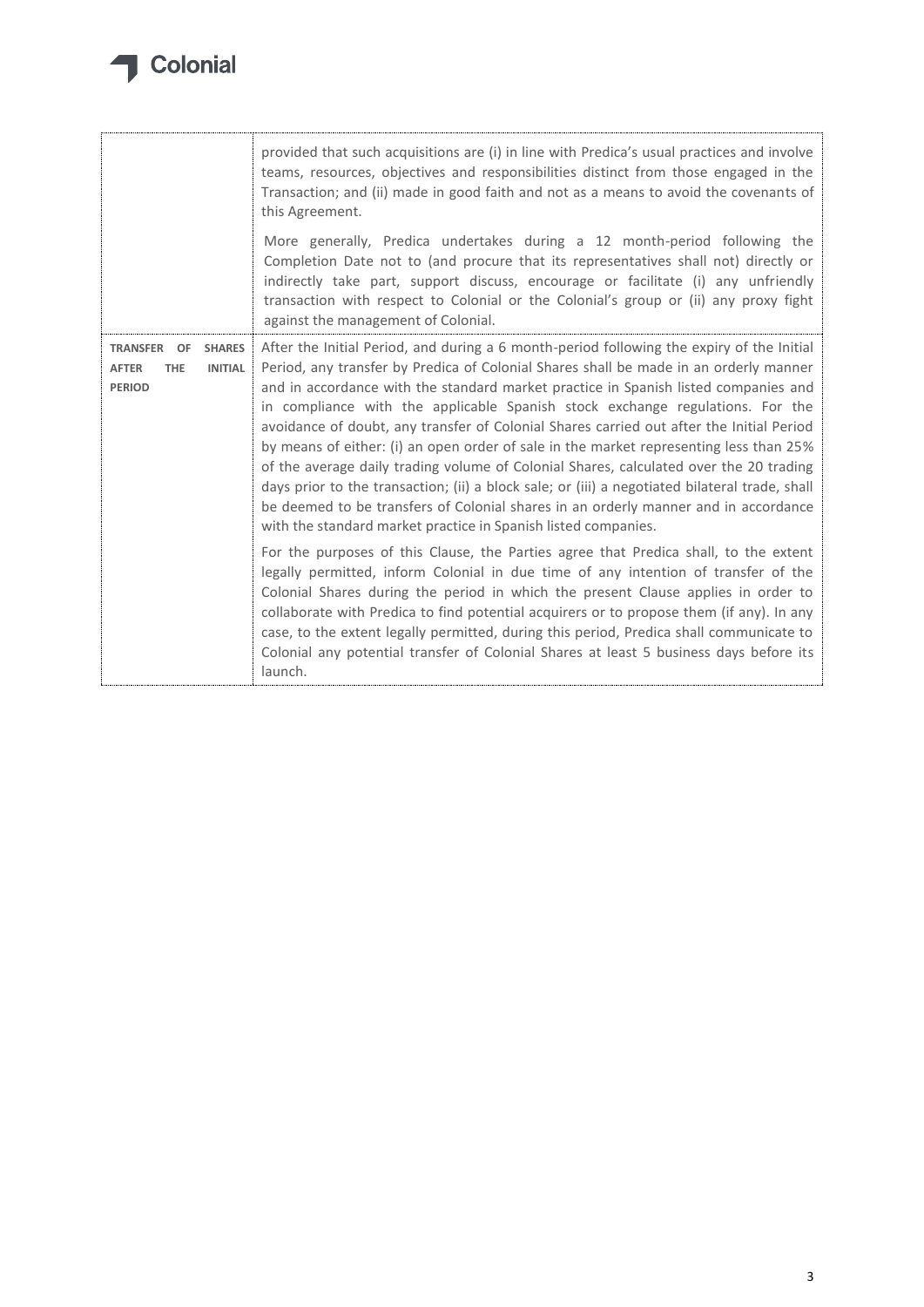| | |
|---|---|
| | provided that such acquisitions are (i) in line with Predica's usual practices and involve teams, resources, objectives and responsibilities distinct from those engaged in the Transaction; and (ii) made in good faith and not as a means to avoid the covenants of this Agreement.<br><br>More generally, Predica undertakes during a 12 month-period following the Completion Date not to (and procure that its representatives shall not) directly or indirectly take part, support discuss, encourage or facilitate (i) any unfriendly transaction with respect to Colonial or the Colonial's group or (ii) any proxy fight against the management of Colonial. |
| **TRANSFER OF SHARES AFTER THE INITIAL PERIOD** | After the Initial Period, and during a 6 month-period following the expiry of the Initial Period, any transfer by Predica of Colonial Shares shall be made in an orderly manner and in accordance with the standard market practice in Spanish listed companies and in compliance with the applicable Spanish stock exchange regulations. For the avoidance of doubt, any transfer of Colonial Shares carried out after the Initial Period by means of either: (i) an open order of sale in the market representing less than 25% of the average daily trading volume of Colonial Shares, calculated over the 20 trading days prior to the transaction; (ii) a block sale; or (iii) a negotiated bilateral trade, shall be deemed to be transfers of Colonial shares in an orderly manner and in accordance with the standard market practice in Spanish listed companies.<br><br>For the purposes of this Clause, the Parties agree that Predica shall, to the extent legally permitted, inform Colonial in due time of any intention of transfer of the Colonial Shares during the period in which the present Clause applies in order to collaborate with Predica to find potential acquirers or to propose them (if any). In any case, to the extent legally permitted, during this period, Predica shall communicate to Colonial any potential transfer of Colonial Shares at least 5 business days before its launch. |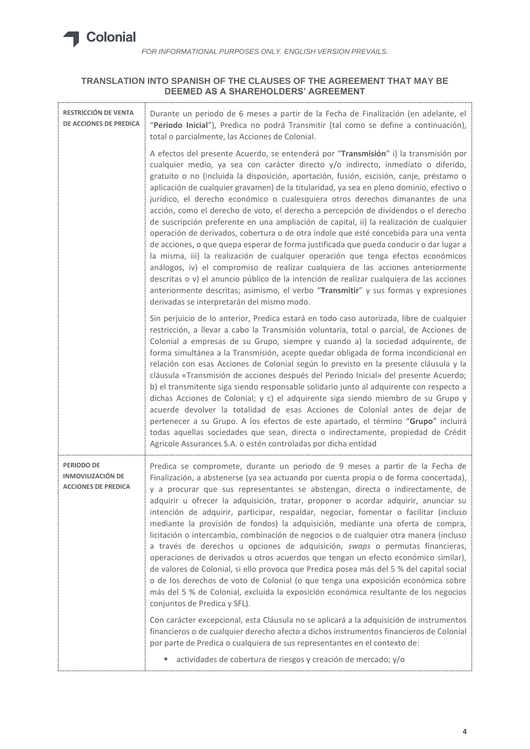*FOR INFORMATIONAL PURPOSES ONLY. ENGLISH VERSION PREVAILS.*

## TRANSLATION INTO SPANISH OF THE CLAUSES OF THE AGREEMENT THAT MAY BE DEEMED AS A SHAREHOLDERS' AGREEMENT

| | |
|---|---|
| **RESTRICCIÓN DE VENTA DE ACCIONES DE PREDICA** | Durante un periodo de 6 meses a partir de la Fecha de Finalización (en adelante, el "**Periodo Inicial**"), Predica no podrá Transmitir (tal como se define a continuación), total o parcialmente, las Acciones de Colonial.<br><br>A efectos del presente Acuerdo, se entenderá por "**Transmisión**" i) la transmisión por cualquier medio, ya sea con carácter directo y/o indirecto, inmediato o diferido, gratuito o no (incluida la disposición, aportación, fusión, escisión, canje, préstamo o aplicación de cualquier gravamen) de la titularidad, ya sea en pleno dominio, efectivo o jurídico, el derecho económico o cualesquiera otros derechos dimanantes de una acción, como el derecho de voto, el derecho a percepción de dividendos o el derecho de suscripción preferente en una ampliación de capital, ii) la realización de cualquier operación de derivados, cobertura o de otra índole que esté concebida para una venta de acciones, o que quepa esperar de forma justificada que pueda conducir o dar lugar a la misma, iii) la realización de cualquier operación que tenga efectos económicos análogos, iv) el compromiso de realizar cualquiera de las acciones anteriormente descritas o v) el anuncio público de la intención de realizar cualquiera de las acciones anteriormente descritas; asimismo, el verbo "**Transmitir**" y sus formas y expresiones derivadas se interpretarán del mismo modo.<br><br>Sin perjuicio de lo anterior, Predica estará en todo caso autorizada, libre de cualquier restricción, a llevar a cabo la Transmisión voluntaria, total o parcial, de Acciones de Colonial a empresas de su Grupo, siempre y cuando a) la sociedad adquirente, de forma simultánea a la Transmisión, acepte quedar obligada de forma incondicional en relación con esas Acciones de Colonial según lo previsto en la presente cláusula y la cláusula «Transmisión de acciones después del Periodo Inicial» del presente Acuerdo; b) el transmitente siga siendo responsable solidario junto al adquirente con respecto a dichas Acciones de Colonial; y c) el adquirente siga siendo miembro de su Grupo y acuerde devolver la totalidad de esas Acciones de Colonial antes de dejar de pertenecer a su Grupo. A los efectos de este apartado, el término "**Grupo**" incluirá todas aquellas sociedades que sean, directa o indirectamente, propiedad de Crédit Agricole Assurances S.A. o estén controladas por dicha entidad |
| **PERIODO DE INMOVILIZACIÓN DE ACCIONES DE PREDICA** | Predica se compromete, durante un periodo de 9 meses a partir de la Fecha de Finalización, a abstenerse (ya sea actuando por cuenta propia o de forma concertada), y a procurar que sus representantes se abstengan, directa o indirectamente, de adquirir u ofrecer la adquisición, tratar, proponer o acordar adquirir, anunciar su intención de adquirir, participar, respaldar, negociar, fomentar o facilitar (incluso mediante la provisión de fondos) la adquisición, mediante una oferta de compra, licitación o intercambio, combinación de negocios o de cualquier otra manera (incluso a través de derechos u opciones de adquisición, *swaps* o permutas financieras, operaciones de derivados u otros acuerdos que tengan un efecto económico similar), de valores de Colonial, si ello provoca que Predica posea más del 5 % del capital social o de los derechos de voto de Colonial (o que tenga una exposición económica sobre más del 5 % de Colonial, excluida la exposición económica resultante de los negocios conjuntos de Predica y SFL).<br><br>Con carácter excepcional, esta Cláusula no se aplicará a la adquisición de instrumentos financieros o de cualquier derecho afecto a dichos instrumentos financieros de Colonial por parte de Predica o cualquiera de sus representantes en el contexto de:<br><br>▪ actividades de cobertura de riesgos y creación de mercado; y/o |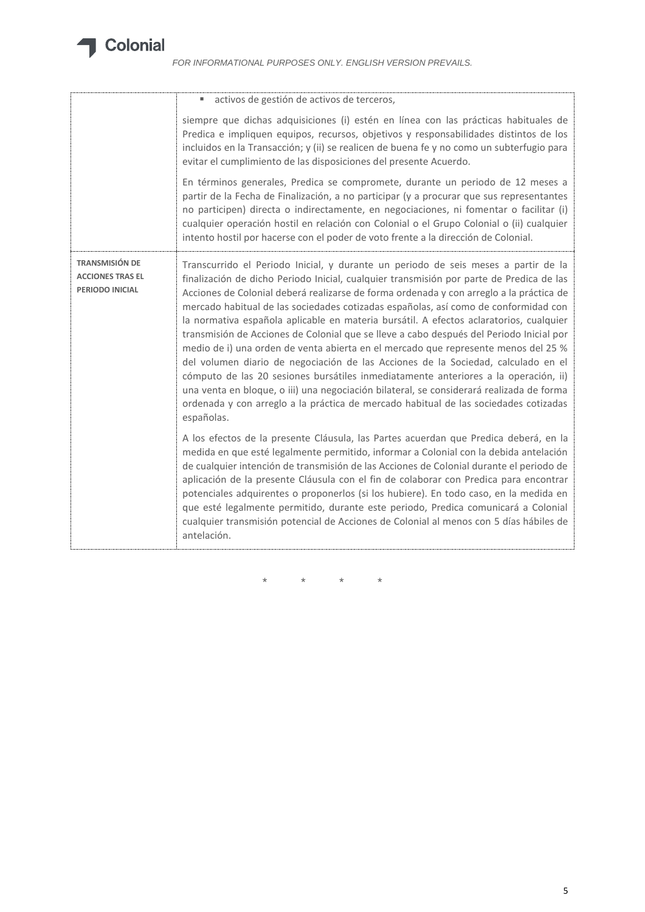*FOR INFORMATIONAL PURPOSES ONLY. ENGLISH VERSION PREVAILS.*

| | |
|---|---|
| | ▪ activos de gestión de activos de terceros,<br><br>siempre que dichas adquisiciones (i) estén en línea con las prácticas habituales de Predica e impliquen equipos, recursos, objetivos y responsabilidades distintos de los incluidos en la Transacción; y (ii) se realicen de buena fe y no como un subterfugio para evitar el cumplimiento de las disposiciones del presente Acuerdo.<br><br>En términos generales, Predica se compromete, durante un periodo de 12 meses a partir de la Fecha de Finalización, a no participar (y a procurar que sus representantes no participen) directa o indirectamente, en negociaciones, ni fomentar o facilitar (i) cualquier operación hostil en relación con Colonial o el Grupo Colonial o (ii) cualquier intento hostil por hacerse con el poder de voto frente a la dirección de Colonial. |
| **TRANSMISIÓN DE ACCIONES TRAS EL PERIODO INICIAL** | Transcurrido el Periodo Inicial, y durante un periodo de seis meses a partir de la finalización de dicho Periodo Inicial, cualquier transmisión por parte de Predica de las Acciones de Colonial deberá realizarse de forma ordenada y con arreglo a la práctica de mercado habitual de las sociedades cotizadas españolas, así como de conformidad con la normativa española aplicable en materia bursátil. A efectos aclaratorios, cualquier transmisión de Acciones de Colonial que se lleve a cabo después del Periodo Inicial por medio de i) una orden de venta abierta en el mercado que represente menos del 25 % del volumen diario de negociación de las Acciones de la Sociedad, calculado en el cómputo de las 20 sesiones bursátiles inmediatamente anteriores a la operación, ii) una venta en bloque, o iii) una negociación bilateral, se considerará realizada de forma ordenada y con arreglo a la práctica de mercado habitual de las sociedades cotizadas españolas.<br><br>A los efectos de la presente Cláusula, las Partes acuerdan que Predica deberá, en la medida en que esté legalmente permitido, informar a Colonial con la debida antelación de cualquier intención de transmisión de las Acciones de Colonial durante el periodo de aplicación de la presente Cláusula con el fin de colaborar con Predica para encontrar potenciales adquirentes o proponerlos (si los hubiere). En todo caso, en la medida en que esté legalmente permitido, durante este periodo, Predica comunicará a Colonial cualquier transmisión potencial de Acciones de Colonial al menos con 5 días hábiles de antelación. |

\* \* \* \*